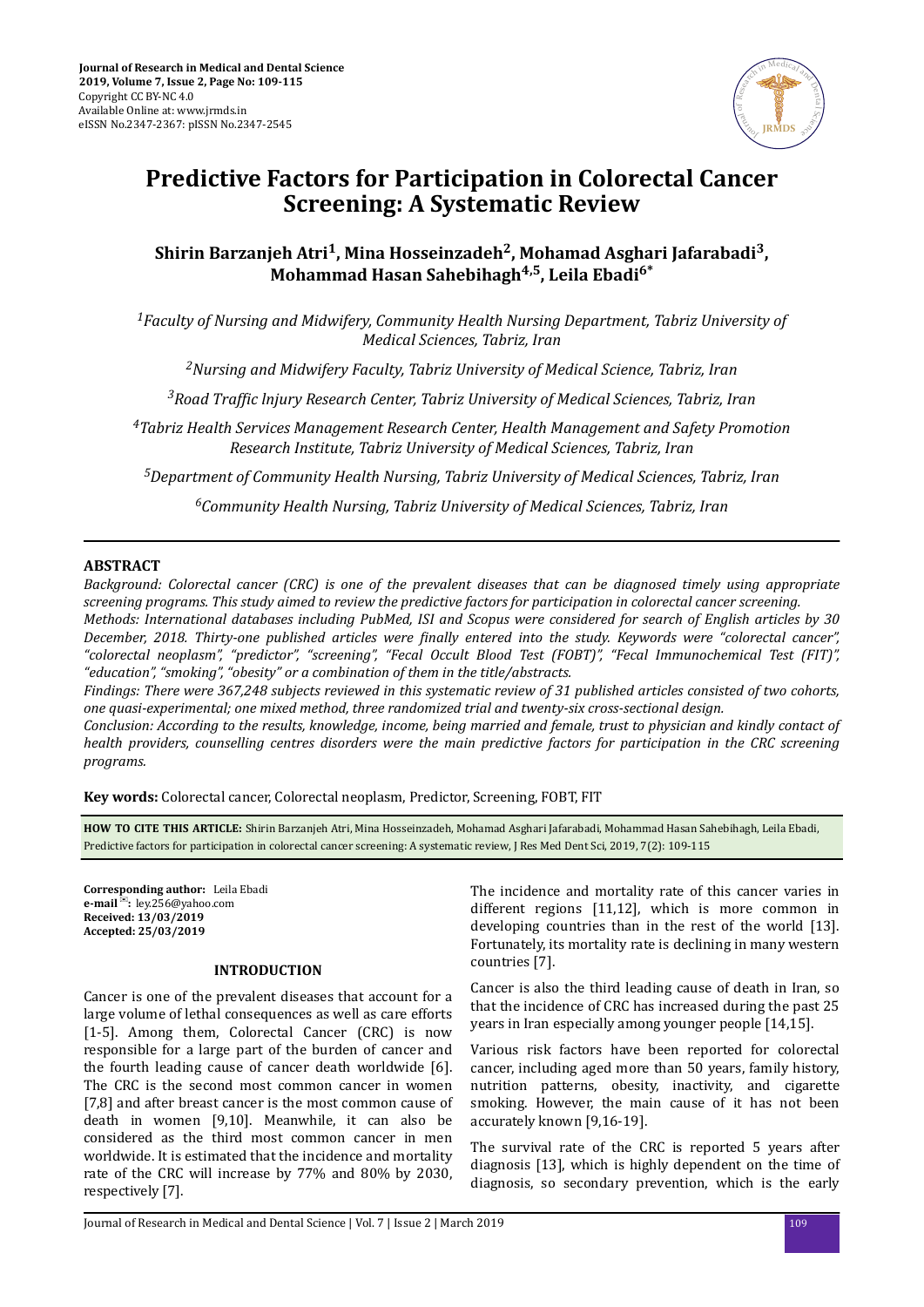# Predictive Factors for Participation in Colorectal Cancer Screening: A Systematic Review

**Shirin Barzanjeh Atri[1], Mina Hosseinzadeh[2], Mohamad Asghari Jafarabadi[3], Mohammad Hasan Sahebihagh[4,5], Leila Ebadi[6*]**

[1]*Faculty of Nursing and Midwifery, Community Health Nursing Department, Tabriz University of Medical Sciences, Tabriz, Iran*

[2]*Nursing and Midwifery Faculty, Tabriz University of Medical Science, Tabriz, Iran*

[3]*Road Traffic lnjury Research Center, Tabriz University of Medical Sciences, Tabriz, Iran*

[4]*Tabriz Health Services Management Research Center, Health Management and Safety Promotion Research Institute, Tabriz University of Medical Sciences, Tabriz, Iran*

[5]*Department of Community Health Nursing, Tabriz University of Medical Sciences, Tabriz, Iran*

[6]*Community Health Nursing, Tabriz University of Medical Sciences, Tabriz, Iran*

## ABSTRACT

*Background: Colorectal cancer (CRC) is one of the prevalent diseases that can be diagnosed timely using appropriate screening programs. This study aimed to review the predictive factors for participation in colorectal cancer screening.*

*Methods: International databases including PubMed, ISI and Scopus were considered for search of English articles by 30 December, 2018. Thirty-one published articles were finally entered into the study. Keywords were "colorectal cancer", "colorectal neoplasm", "predictor", "screening", "Fecal Occult Blood Test (FOBT)", "Fecal Immunochemical Test (FIT)", "education", "smoking", "obesity" or a combination of them in the title/abstracts.*

*Findings: There were 367,248 subjects reviewed in this systematic review of 31 published articles consisted of two cohorts, one quasi-experimental; one mixed method, three randomized trial and twenty-six cross-sectional design.*

*Conclusion: According to the results, knowledge, income, being married and female, trust to physician and kindly contact of health providers, counselling centres disorders were the main predictive factors for participation in the CRC screening programs.*

**Key words:** Colorectal cancer, Colorectal neoplasm, Predictor, Screening, FOBT, FIT

**HOW TO CITE THIS ARTICLE:** Shirin Barzanjeh Atri, Mina Hosseinzadeh, Mohamad Asghari Jafarabadi, Mohammad Hasan Sahebihagh, Leila Ebadi, Predictive factors for participation in colorectal cancer screening: A systematic review, J Res Med Dent Sci, 2019, 7(2): 109-115

**Corresponding author:** Leila Ebadi
**e-mail:** ley.256@yahoo.com
**Received: 13/03/2019**
**Accepted: 25/03/2019**

## INTRODUCTION

Cancer is one of the prevalent diseases that account for a large volume of lethal consequences as well as care efforts [1-5]. Among them, Colorectal Cancer (CRC) is now responsible for a large part of the burden of cancer and the fourth leading cause of cancer death worldwide [6]. The CRC is the second most common cancer in women [7,8] and after breast cancer is the most common cause of death in women [9,10]. Meanwhile, it can also be considered as the third most common cancer in men worldwide. It is estimated that the incidence and mortality rate of the CRC will increase by 77% and 80% by 2030, respectively [7].

The incidence and mortality rate of this cancer varies in different regions [11,12], which is more common in developing countries than in the rest of the world [13]. Fortunately, its mortality rate is declining in many western countries [7].

Cancer is also the third leading cause of death in Iran, so that the incidence of CRC has increased during the past 25 years in Iran especially among younger people [14,15].

Various risk factors have been reported for colorectal cancer, including aged more than 50 years, family history, nutrition patterns, obesity, inactivity, and cigarette smoking. However, the main cause of it has not been accurately known [9,16-19].

The survival rate of the CRC is reported 5 years after diagnosis [13], which is highly dependent on the time of diagnosis, so secondary prevention, which is the early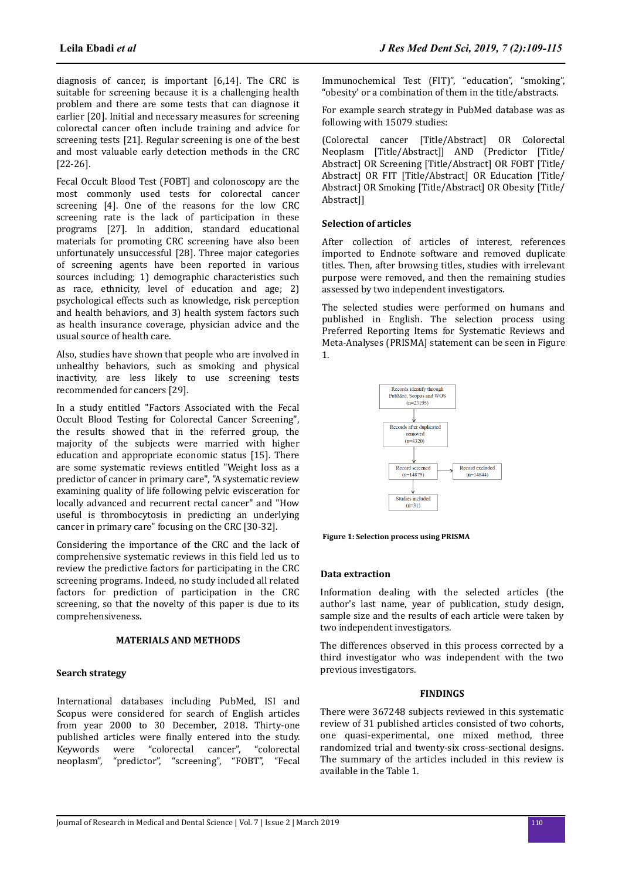diagnosis of cancer, is important [6,14]. The CRC is suitable for screening because it is a challenging health problem and there are some tests that can diagnose it earlier [20]. Initial and necessary measures for screening colorectal cancer often include training and advice for screening tests [21]. Regular screening is one of the best and most valuable early detection methods in the CRC [22-26].

Fecal Occult Blood Test (FOBT] and colonoscopy are the most commonly used tests for colorectal cancer screening [4]. One of the reasons for the low CRC screening rate is the lack of participation in these programs [27]. In addition, standard educational materials for promoting CRC screening have also been unfortunately unsuccessful [28]. Three major categories of screening agents have been reported in various sources including; 1) demographic characteristics such as race, ethnicity, level of education and age; 2) psychological effects such as knowledge, risk perception and health behaviors, and 3) health system factors such as health insurance coverage, physician advice and the usual source of health care.

Also, studies have shown that people who are involved in unhealthy behaviors, such as smoking and physical inactivity, are less likely to use screening tests recommended for cancers [29].

In a study entitled "Factors Associated with the Fecal Occult Blood Testing for Colorectal Cancer Screening", the results showed that in the referred group, the majority of the subjects were married with higher education and appropriate economic status [15]. There are some systematic reviews entitled "Weight loss as a predictor of cancer in primary care", "A systematic review examining quality of life following pelvic evisceration for locally advanced and recurrent rectal cancer" and "How useful is thrombocytosis in predicting an underlying cancer in primary care" focusing on the CRC [30-32].

Considering the importance of the CRC and the lack of comprehensive systematic reviews in this field led us to review the predictive factors for participating in the CRC screening programs. Indeed, no study included all related factors for prediction of participation in the CRC screening, so that the novelty of this paper is due to its comprehensiveness.

## MATERIALS AND METHODS

### Search strategy

International databases including PubMed, ISI and Scopus were considered for search of English articles from year 2000 to 30 December, 2018. Thirty-one published articles were finally entered into the study. Keywords were "colorectal cancer", "colorectal neoplasm", "predictor", "screening", "FOBT", "Fecal Immunochemical Test (FIT)", "education", "smoking", "obesity' or a combination of them in the title/abstracts.

For example search strategy in PubMed database was as following with 15079 studies:

(Colorectal cancer [Title/Abstract] OR Colorectal Neoplasm [Title/Abstract]] AND (Predictor [Title/Abstract] OR Screening [Title/Abstract] OR FOBT [Title/Abstract] OR FIT [Title/Abstract] OR Education [Title/Abstract] OR Smoking [Title/Abstract] OR Obesity [Title/Abstract]]

### Selection of articles

After collection of articles of interest, references imported to Endnote software and removed duplicate titles. Then, after browsing titles, studies with irrelevant purpose were removed, and then the remaining studies assessed by two independent investigators.

The selected studies were performed on humans and published in English. The selection process using Preferred Reporting Items for Systematic Reviews and Meta-Analyses (PRISMA] statement can be seen in Figure 1.

Records identify through PubMed, Scopus and WOS (n=23195)

Records after duplicated removed (n=8320)

Record screened (n=14875)

Record excluded (n=14844)

Studies included (n=31)

**Figure 1: Selection process using PRISMA**

### Data extraction

Information dealing with the selected articles (the author's last name, year of publication, study design, sample size and the results of each article were taken by two independent investigators.

The differences observed in this process corrected by a third investigator who was independent with the two previous investigators.

## FINDINGS

There were 367248 subjects reviewed in this systematic review of 31 published articles consisted of two cohorts, one quasi-experimental, one mixed method, three randomized trial and twenty-six cross-sectional designs. The summary of the articles included in this review is available in the Table 1.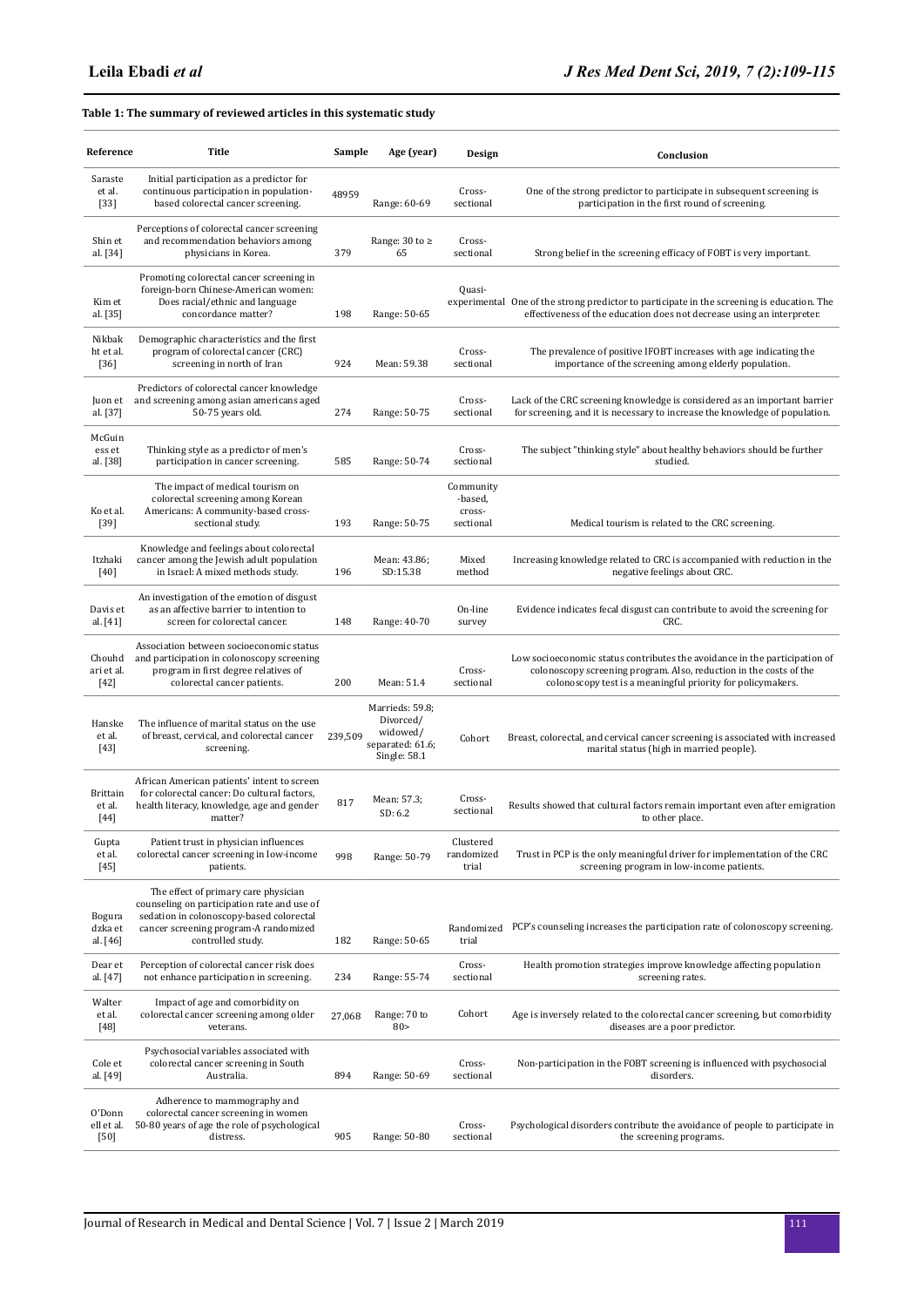**Table 1: The summary of reviewed articles in this systematic study**

| Reference | Title | Sample | Age (year) | Design | Conclusion |
|---|---|---|---|---|---|
| Saraste et al. [33] | Initial participation as a predictor for continuous participation in population-based colorectal cancer screening. | 48959 | Range: 60-69 | Cross-sectional | One of the strong predictor to participate in subsequent screening is participation in the first round of screening. |
| Shin et al. [34] | Perceptions of colorectal cancer screening and recommendation behaviors among physicians in Korea. | 379 | Range: 30 to ≥ 65 | Cross-sectional | Strong belief in the screening efficacy of FOBT is very important. |
| Kim et al. [35] | Promoting colorectal cancer screening in foreign-born Chinese-American women: Does racial/ethnic and language concordance matter? | 198 | Range: 50-65 | Quasi-experimental | One of the strong predictor to participate in the screening is education. The effectiveness of the education does not decrease using an interpreter. |
| Nikbakht et al. [36] | Demographic characteristics and the first program of colorectal cancer (CRC) screening in north of Iran | 924 | Mean: 59.38 | Cross-sectional | The prevalence of positive IFOBT increases with age indicating the importance of the screening among elderly population. |
| Juon et al. [37] | Predictors of colorectal cancer knowledge and screening among asian americans aged 50-75 years old. | 274 | Range: 50-75 | Cross-sectional | Lack of the CRC screening knowledge is considered as an important barrier for screening, and it is necessary to increase the knowledge of population. |
| McGuiness et al. [38] | Thinking style as a predictor of men's participation in cancer screening. | 585 | Range: 50-74 | Cross-sectional | The subject "thinking style" about healthy behaviors should be further studied. |
| Ko et al. [39] | The impact of medical tourism on colorectal screening among Korean Americans: A community-based cross-sectional study. | 193 | Range: 50-75 | Community-based, cross-sectional | Medical tourism is related to the CRC screening. |
| Itzhaki [40] | Knowledge and feelings about colorectal cancer among the Jewish adult population in Israel: A mixed methods study. | 196 | Mean: 43.86; SD:15.38 | Mixed method | Increasing knowledge related to CRC is accompanied with reduction in the negative feelings about CRC. |
| Davis et al. [41] | An investigation of the emotion of disgust as an affective barrier to intention to screen for colorectal cancer. | 148 | Range: 40-70 | On-line survey | Evidence indicates fecal disgust can contribute to avoid the screening for CRC. |
| Chouhdari et al. [42] | Association between socioeconomic status and participation in colonoscopy screening program in first degree relatives of colorectal cancer patients. | 200 | Mean: 51.4 | Cross-sectional | Low socioeconomic status contributes the avoidance in the participation of colonoscopy screening program. Also, reduction in the costs of the colonoscopy test is a meaningful priority for policymakers. |
| Hanske et al. [43] | The influence of marital status on the use of breast, cervical, and colorectal cancer screening. | 239,509 | Marrieds: 59.8; Divorced/ widowed/ separated: 61.6; Single: 58.1 | Cohort | Breast, colorectal, and cervical cancer screening is associated with increased marital status (high in married people). |
| Brittain et al. [44] | African American patients' intent to screen for colorectal cancer: Do cultural factors, health literacy, knowledge, age and gender matter? | 817 | Mean: 57.3; SD: 6.2 | Cross-sectional | Results showed that cultural factors remain important even after emigration to other place. |
| Gupta et al. [45] | Patient trust in physician influences colorectal cancer screening in low-income patients. | 998 | Range: 50-79 | Clustered randomized trial | Trust in PCP is the only meaningful driver for implementation of the CRC screening program in low-income patients. |
| Bogurадzka et al. [46] | The effect of primary care physician counseling on participation rate and use of sedation in colonoscopy-based colorectal cancer screening program-A randomized controlled study. | 182 | Range: 50-65 | Randomized trial | PCP's counseling increases the participation rate of colonoscopy screening. |
| Dear et al. [47] | Perception of colorectal cancer risk does not enhance participation in screening. | 234 | Range: 55-74 | Cross-sectional | Health promotion strategies improve knowledge affecting population screening rates. |
| Walter et al. [48] | Impact of age and comorbidity on colorectal cancer screening among older veterans. | 27,068 | Range: 70 to 80> | Cohort | Age is inversely related to the colorectal cancer screening, but comorbidity diseases are a poor predictor. |
| Cole et al. [49] | Psychosocial variables associated with colorectal cancer screening in South Australia. | 894 | Range: 50-69 | Cross-sectional | Non-participation in the FOBT screening is influenced with psychosocial disorders. |
| O'Donnell et al. [50] | Adherence to mammography and colorectal cancer screening in women 50-80 years of age the role of psychological distress. | 905 | Range: 50-80 | Cross-sectional | Psychological disorders contribute the avoidance of people to participate in the screening programs. |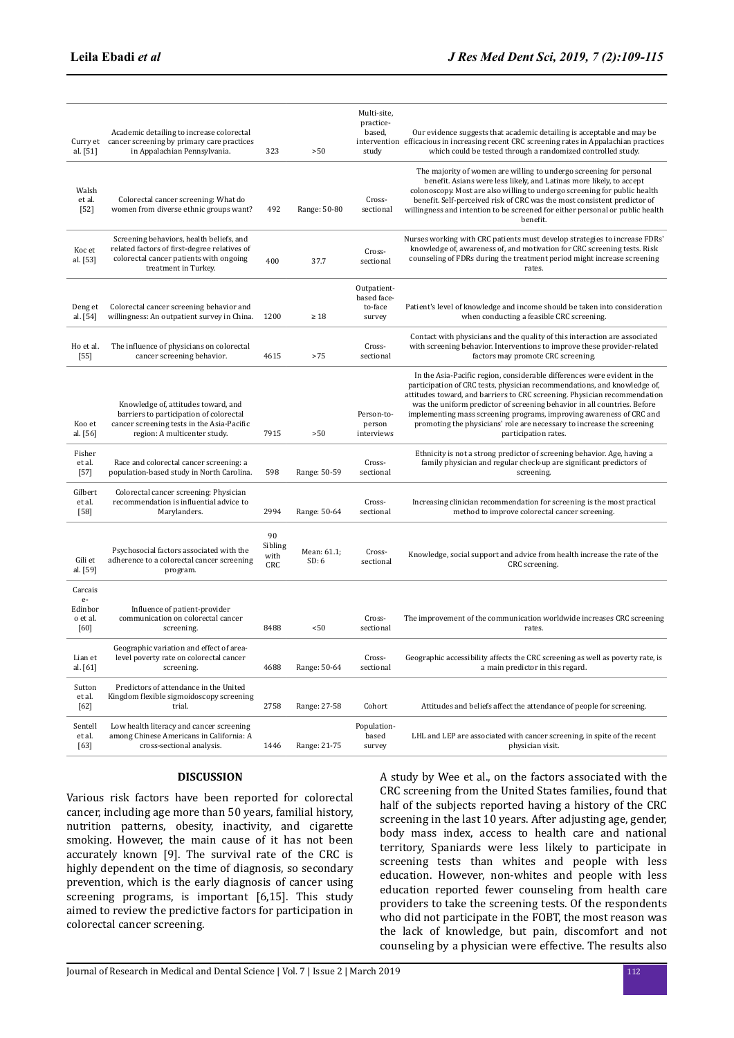| | | | | | |
|---|---|---|---|---|---|
| Curry et al. [51] | Academic detailing to increase colorectal cancer screening by primary care practices in Appalachian Pennsylvania. | 323 | >50 | Multi-site, practice-based, intervention study | Our evidence suggests that academic detailing is acceptable and may be efficacious in increasing recent CRC screening rates in Appalachian practices which could be tested through a randomized controlled study. |
| Walsh et al. [52] | Colorectal cancer screening: What do women from diverse ethnic groups want? | 492 | Range: 50-80 | Cross-sectional | The majority of women are willing to undergo screening for personal benefit. Asians were less likely, and Latinas more likely, to accept colonoscopy. Most are also willing to undergo screening for public health benefit. Self-perceived risk of CRC was the most consistent predictor of willingness and intention to be screened for either personal or public health benefit. |
| Koc et al. [53] | Screening behaviors, health beliefs, and related factors of first-degree relatives of colorectal cancer patients with ongoing treatment in Turkey. | 400 | 37.7 | Cross-sectional | Nurses working with CRC patients must develop strategies to increase FDRs' knowledge of, awareness of, and motivation for CRC screening tests. Risk counseling of FDRs during the treatment period might increase screening rates. |
| Deng et al. [54] | Colorectal cancer screening behavior and willingness: An outpatient survey in China. | 1200 | ≥ 18 | Outpatient-based face-to-face survey | Patient's level of knowledge and income should be taken into consideration when conducting a feasible CRC screening. |
| Ho et al. [55] | The influence of physicians on colorectal cancer screening behavior. | 4615 | >75 | Cross-sectional | Contact with physicians and the quality of this interaction are associated with screening behavior. Interventions to improve these provider-related factors may promote CRC screening. |
| Koo et al. [56] | Knowledge of, attitudes toward, and barriers to participation of colorectal cancer screening tests in the Asia-Pacific region: A multicenter study. | 7915 | >50 | Person-to-person interviews | In the Asia-Pacific region, considerable differences were evident in the participation of CRC tests, physician recommendations, and knowledge of, attitudes toward, and barriers to CRC screening. Physician recommendation was the uniform predictor of screening behavior in all countries. Before implementing mass screening programs, improving awareness of CRC and promoting the physicians' role are necessary to increase the screening participation rates. |
| Fisher et al. [57] | Race and colorectal cancer screening: a population-based study in North Carolina. | 598 | Range: 50-59 | Cross-sectional | Ethnicity is not a strong predictor of screening behavior. Age, having a family physician and regular check-up are significant predictors of screening. |
| Gilbert et al. [58] | Colorectal cancer screening: Physician recommendation is influential advice to Marylanders. | 2994 | Range: 50-64 | Cross-sectional | Increasing clinician recommendation for screening is the most practical method to improve colorectal cancer screening. |
| Gili et al. [59] | Psychosocial factors associated with the adherence to a colorectal cancer screening program. | 90 Sibling with CRC | Mean: 61.1; SD: 6 | Cross-sectional | Knowledge, social support and advice from health increase the rate of the CRC screening. |
| Carcaise-Edinboro et al. [60] | Influence of patient-provider communication on colorectal cancer screening. | 8488 | <50 | Cross-sectional | The improvement of the communication worldwide increases CRC screening rates. |
| Lian et al. [61] | Geographic variation and effect of area-level poverty rate on colorectal cancer screening. | 4688 | Range: 50-64 | Cross-sectional | Geographic accessibility affects the CRC screening as well as poverty rate, is a main predictor in this regard. |
| Sutton et al. [62] | Predictors of attendance in the United Kingdom flexible sigmoidoscopy screening trial. | 2758 | Range: 27-58 | Cohort | Attitudes and beliefs affect the attendance of people for screening. |
| Sentell et al. [63] | Low health literacy and cancer screening among Chinese Americans in California: A cross-sectional analysis. | 1446 | Range: 21-75 | Population-based survey | LHL and LEP are associated with cancer screening, in spite of the recent physician visit. |

## DISCUSSION

Various risk factors have been reported for colorectal cancer, including age more than 50 years, familial history, nutrition patterns, obesity, inactivity, and cigarette smoking. However, the main cause of it has not been accurately known [9]. The survival rate of the CRC is highly dependent on the time of diagnosis, so secondary prevention, which is the early diagnosis of cancer using screening programs, is important [6,15]. This study aimed to review the predictive factors for participation in colorectal cancer screening.

A study by Wee et al., on the factors associated with the CRC screening from the United States families, found that half of the subjects reported having a history of the CRC screening in the last 10 years. After adjusting age, gender, body mass index, access to health care and national territory, Spaniards were less likely to participate in screening tests than whites and people with less education. However, non-whites and people with less education reported fewer counseling from health care providers to take the screening tests. Of the respondents who did not participate in the FOBT, the most reason was the lack of knowledge, but pain, discomfort and not counseling by a physician were effective. The results also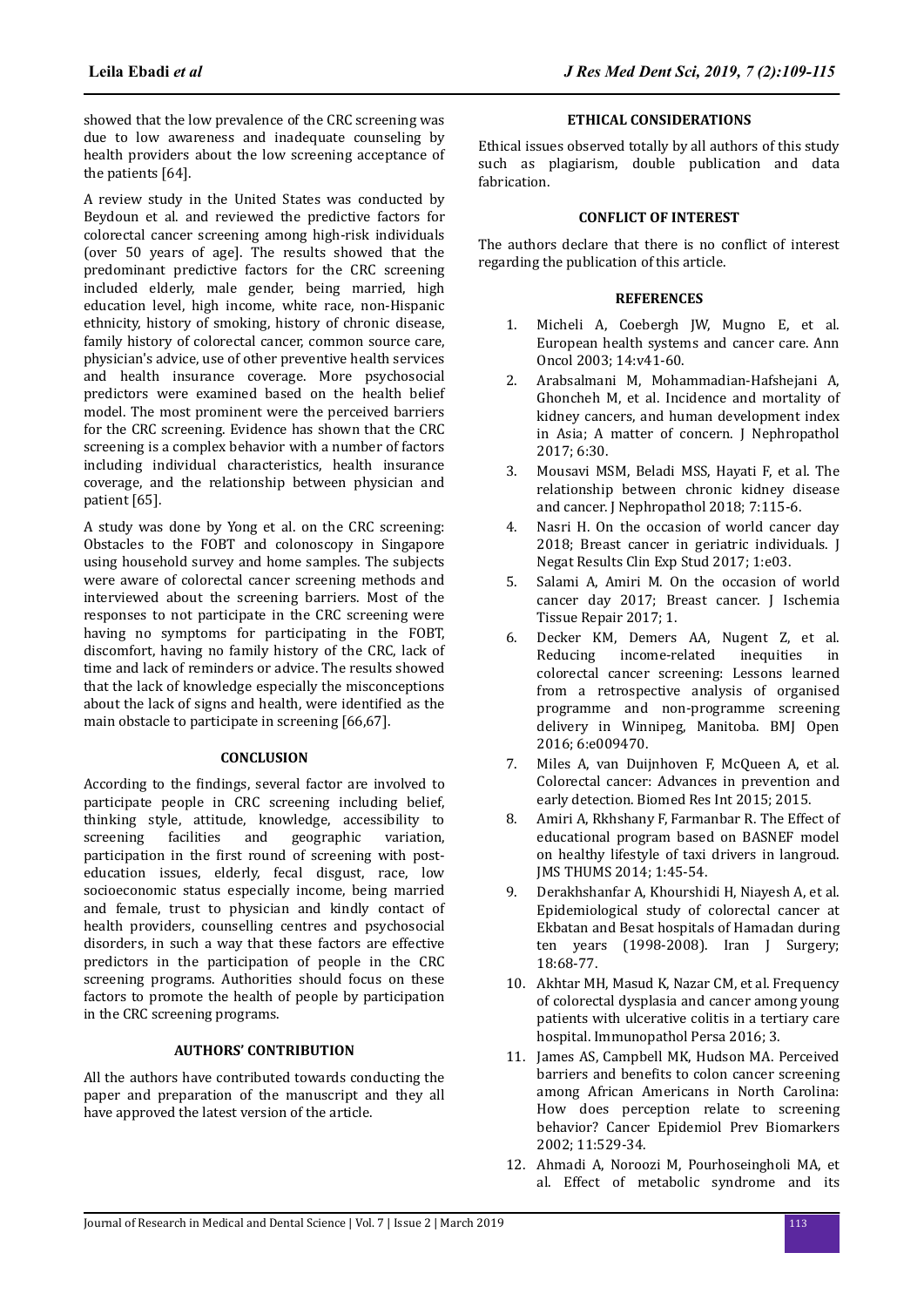showed that the low prevalence of the CRC screening was due to low awareness and inadequate counseling by health providers about the low screening acceptance of the patients [64].

A review study in the United States was conducted by Beydoun et al. and reviewed the predictive factors for colorectal cancer screening among high-risk individuals (over 50 years of age]. The results showed that the predominant predictive factors for the CRC screening included elderly, male gender, being married, high education level, high income, white race, non-Hispanic ethnicity, history of smoking, history of chronic disease, family history of colorectal cancer, common source care, physician's advice, use of other preventive health services and health insurance coverage. More psychosocial predictors were examined based on the health belief model. The most prominent were the perceived barriers for the CRC screening. Evidence has shown that the CRC screening is a complex behavior with a number of factors including individual characteristics, health insurance coverage, and the relationship between physician and patient [65].

A study was done by Yong et al. on the CRC screening: Obstacles to the FOBT and colonoscopy in Singapore using household survey and home samples. The subjects were aware of colorectal cancer screening methods and interviewed about the screening barriers. Most of the responses to not participate in the CRC screening were having no symptoms for participating in the FOBT, discomfort, having no family history of the CRC, lack of time and the lack of reminders or advice. The results showed that the lack of knowledge especially the misconceptions about the lack of signs and health, were identified as the main obstacle to participate in screening [66,67].

## CONCLUSION

According to the findings, several factor are involved to participate people in CRC screening including belief, thinking style, attitude, knowledge, accessibility to screening facilities and geographic variation, participation in the first round of screening with post-education issues, elderly, fecal disgust, race, low socioeconomic status especially income, being married and female, trust to physician and kindly contact of health providers, counselling centres and psychosocial disorders, in such a way that these factors are effective predictors in the participation of people in the CRC screening programs. Authorities should focus on these factors to promote the health of people by participation in the CRC screening programs.

## AUTHORS' CONTRIBUTION

All the authors have contributed towards conducting the paper and preparation of the manuscript and they all have approved the latest version of the article.

## ETHICAL CONSIDERATIONS

Ethical issues observed totally by all authors of this study such as plagiarism, double publication and data fabrication.

## CONFLICT OF INTEREST

The authors declare that there is no conflict of interest regarding the publication of this article.

## REFERENCES

1. Micheli A, Coebergh JW, Mugno E, et al. European health systems and cancer care. Ann Oncol 2003; 14:v41-60.
2. Arabsalmani M, Mohammadian-Hafshejani A, Ghoncheh M, et al. Incidence and mortality of kidney cancers, and human development index in Asia; A matter of concern. J Nephropathol 2017; 6:30.
3. Mousavi MSM, Beladi MSS, Hayati F, et al. The relationship between chronic kidney disease and cancer. J Nephropathol 2018; 7:115-6.
4. Nasri H. On the occasion of world cancer day 2018; Breast cancer in geriatric individuals. J Negat Results Clin Exp Stud 2017; 1:e03.
5. Salami A, Amiri M. On the occasion of world cancer day 2017; Breast cancer. J Ischemia Tissue Repair 2017; 1.
6. Decker KM, Demers AA, Nugent Z, et al. Reducing income-related inequities in colorectal cancer screening: Lessons learned from a retrospective analysis of organised programme and non-programme screening delivery in Winnipeg, Manitoba. BMJ Open 2016; 6:e009470.
7. Miles A, van Duijnhoven F, McQueen A, et al. Colorectal cancer: Advances in prevention and early detection. Biomed Res Int 2015; 2015.
8. Amiri A, Rkhshany F, Farmanbar R. The Effect of educational program based on BASNEF model on healthy lifestyle of taxi drivers in langroud. JMS THUMS 2014; 1:45-54.
9. Derakhshanfar A, Khourshidi H, Niayesh A, et al. Epidemiological study of colorectal cancer at Ekbatan and Besat hospitals of Hamadan during ten years (1998-2008). Iran J Surgery; 18:68-77.
10. Akhtar MH, Masud K, Nazar CM, et al. Frequency of colorectal dysplasia and cancer among young patients with ulcerative colitis in a tertiary care hospital. Immunopathol Persa 2016; 3.
11. James AS, Campbell MK, Hudson MA. Perceived barriers and benefits to colon cancer screening among African Americans in North Carolina: How does perception relate to screening behavior? Cancer Epidemiol Prev Biomarkers 2002; 11:529-34.
12. Ahmadi A, Noroozi M, Pourhoseingholi MA, et al. Effect of metabolic syndrome and its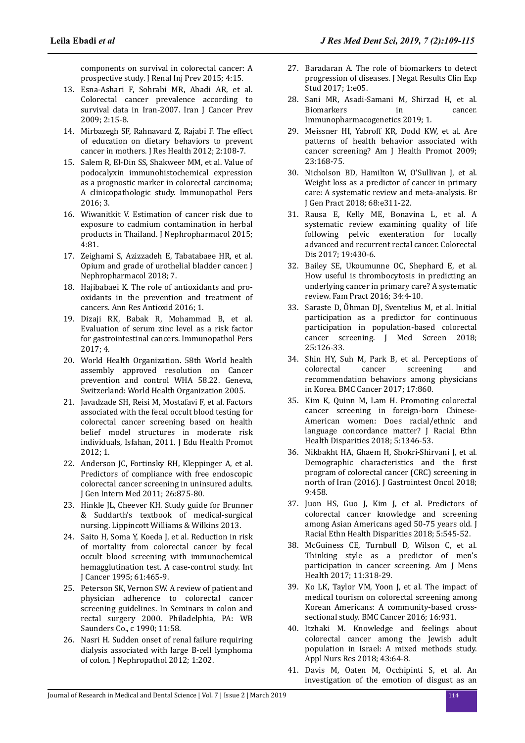components on survival in colorectal cancer: A prospective study. J Renal Inj Prev 2015; 4:15.

13. Esna-Ashari F, Sohrabi MR, Abadi AR, et al. Colorectal cancer prevalence according to survival data in Iran-2007. Iran J Cancer Prev 2009; 2:15-8.
14. Mirbazegh SF, Rahnavard Z, Rajabi F. The effect of education on dietary behaviors to prevent cancer in mothers. J Res Health 2012; 2:108-7.
15. Salem R, El-Din SS, Shakweer MM, et al. Value of podocalyxin immunohistochemical expression as a prognostic marker in colorectal carcinoma; A clinicopathologic study. Immunopathol Pers 2016; 3.
16. Wiwanitkit V. Estimation of cancer risk due to exposure to cadmium contamination in herbal products in Thailand. J Nephropharmacol 2015; 4:81.
17. Zeighami S, Azizzadeh E, Tabatabaee HR, et al. Opium and grade of urothelial bladder cancer. J Nephropharmacol 2018; 7.
18. Hajibabaei K. The role of antioxidants and pro-oxidants in the prevention and treatment of cancers. Ann Res Antioxid 2016; 1.
19. Dizaji RK, Babak R, Mohammad B, et al. Evaluation of serum zinc level as a risk factor for gastrointestinal cancers. Immunopathol Pers 2017; 4.
20. World Health Organization. 58th World health assembly approved resolution on Cancer prevention and control WHA 58.22. Geneva, Switzerland: World Health Organization 2005.
21. Javadzade SH, Reisi M, Mostafavi F, et al. Factors associated with the fecal occult blood testing for colorectal cancer screening based on health belief model structures in moderate risk individuals, Isfahan, 2011. J Edu Health Promot 2012; 1.
22. Anderson JC, Fortinsky RH, Kleppinger A, et al. Predictors of compliance with free endoscopic colorectal cancer screening in uninsured adults. J Gen Intern Med 2011; 26:875-80.
23. Hinkle JL, Cheever KH. Study guide for Brunner & Suddarth's textbook of medical-surgical nursing. Lippincott Williams & Wilkins 2013.
24. Saito H, Soma Y, Koeda J, et al. Reduction in risk of mortality from colorectal cancer by fecal occult blood screening with immunochemical hemagglutination test. A case-control study. Int J Cancer 1995; 61:465-9.
25. Peterson SK, Vernon SW. A review of patient and physician adherence to colorectal cancer screening guidelines. In Seminars in colon and rectal surgery 2000. Philadelphia, PA: WB Saunders Co., c 1990; 11:58.
26. Nasri H. Sudden onset of renal failure requiring dialysis associated with large B-cell lymphoma of colon. J Nephropathol 2012; 1:202.
27. Baradaran A. The role of biomarkers to detect progression of diseases. J Negat Results Clin Exp Stud 2017; 1:e05.
28. Sani MR, Asadi-Samani M, Shirzad H, et al. Biomarkers in cancer. Immunopharmacogenetics 2019; 1.
29. Meissner HI, Yabroff KR, Dodd KW, et al. Are patterns of health behavior associated with cancer screening? Am J Health Promot 2009; 23:168-75.
30. Nicholson BD, Hamilton W, O'Sullivan J, et al. Weight loss as a predictor of cancer in primary care: A systematic review and meta-analysis. Br J Gen Pract 2018; 68:e311-22.
31. Rausa E, Kelly ME, Bonavina L, et al. A systematic review examining quality of life following pelvic exenteration for locally advanced and recurrent rectal cancer. Colorectal Dis 2017; 19:430-6.
32. Bailey SE, Ukoumunne OC, Shephard E, et al. How useful is thrombocytosis in predicting an underlying cancer in primary care? A systematic review. Fam Pract 2016; 34:4-10.
33. Saraste D, Öhman DJ, Sventelius M, et al. Initial participation as a predictor for continuous participation in population-based colorectal cancer screening. J Med Screen 2018; 25:126-33.
34. Shin HY, Suh M, Park B, et al. Perceptions of colorectal cancer screening and recommendation behaviors among physicians in Korea. BMC Cancer 2017; 17:860.
35. Kim K, Quinn M, Lam H. Promoting colorectal cancer screening in foreign-born Chinese-American women: Does racial/ethnic and language concordance matter? J Racial Ethn Health Disparities 2018; 5:1346-53.
36. Nikbakht HA, Ghaem H, Shokri-Shirvani J, et al. Demographic characteristics and the first program of colorectal cancer (CRC) screening in north of Iran (2016). J Gastrointest Oncol 2018; 9:458.
37. Juon HS, Guo J, Kim J, et al. Predictors of colorectal cancer knowledge and screening among Asian Americans aged 50-75 years old. J Racial Ethn Health Disparities 2018; 5:545-52.
38. McGuiness CE, Turnbull D, Wilson C, et al. Thinking style as a predictor of men's participation in cancer screening. Am J Mens Health 2017; 11:318-29.
39. Ko LK, Taylor VM, Yoon J, et al. The impact of medical tourism on colorectal screening among Korean Americans: A community-based cross-sectional study. BMC Cancer 2016; 16:931.
40. Itzhaki M. Knowledge and feelings about colorectal cancer among the Jewish adult population in Israel: A mixed methods study. Appl Nurs Res 2018; 43:64-8.
41. Davis M, Oaten M, Occhipinti S, et al. An investigation of the emotion of disgust as an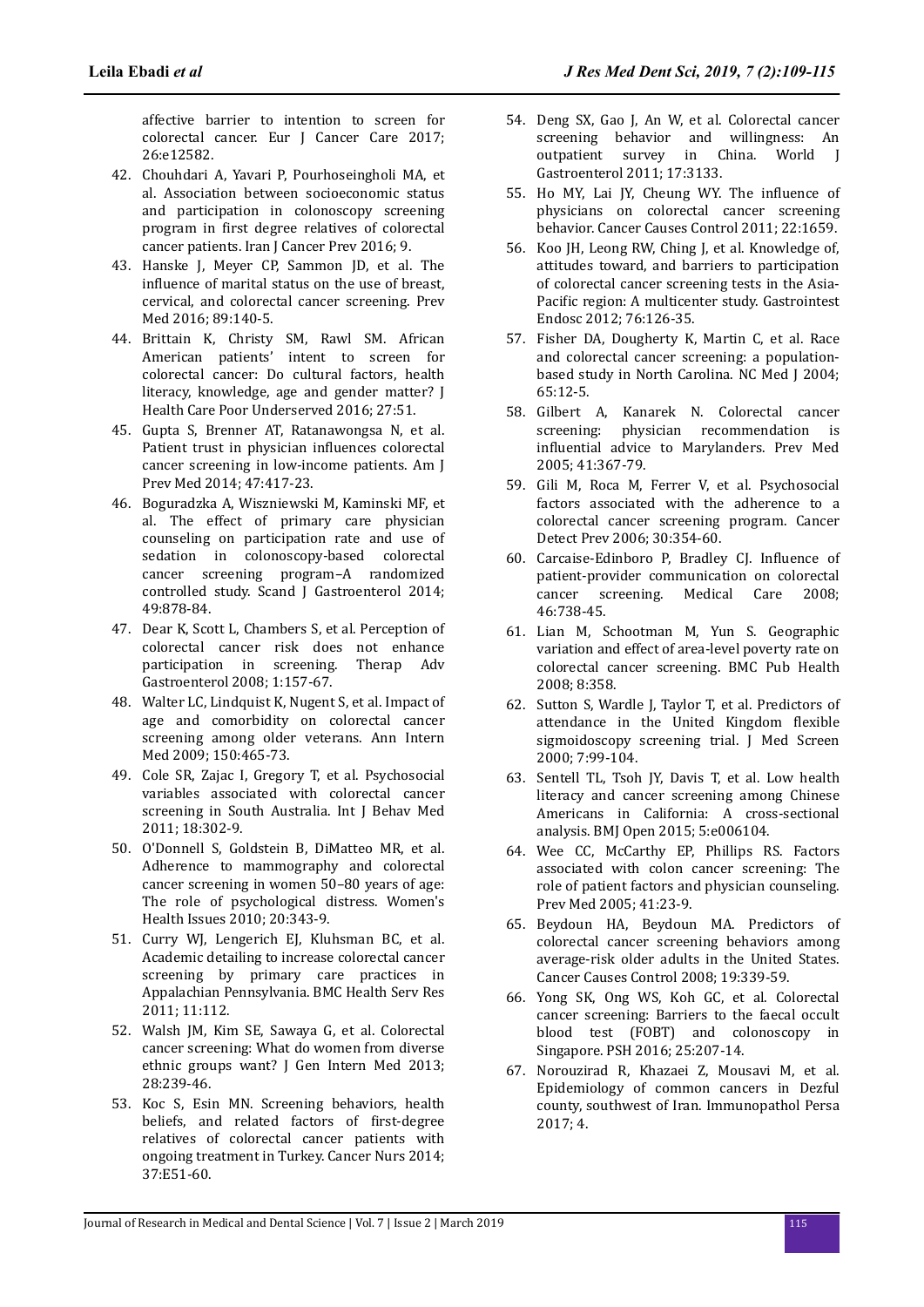affective barrier to intention to screen for colorectal cancer. Eur J Cancer Care 2017; 26:e12582.

42. Chouhdari A, Yavari P, Pourhoseingholi MA, et al. Association between socioeconomic status and participation in colonoscopy screening program in first degree relatives of colorectal cancer patients. Iran J Cancer Prev 2016; 9.
43. Hanske J, Meyer CP, Sammon JD, et al. The influence of marital status on the use of breast, cervical, and colorectal cancer screening. Prev Med 2016; 89:140-5.
44. Brittain K, Christy SM, Rawl SM. African American patients' intent to screen for colorectal cancer: Do cultural factors, health literacy, knowledge, age and gender matter? J Health Care Poor Underserved 2016; 27:51.
45. Gupta S, Brenner AT, Ratanawongsa N, et al. Patient trust in physician influences colorectal cancer screening in low-income patients. Am J Prev Med 2014; 47:417-23.
46. Boguradzka A, Wiszniewski M, Kaminski MF, et al. The effect of primary care physician counseling on participation rate and use of sedation in colonoscopy-based colorectal cancer screening program–A randomized controlled study. Scand J Gastroenterol 2014; 49:878-84.
47. Dear K, Scott L, Chambers S, et al. Perception of colorectal cancer risk does not enhance participation in screening. Therap Adv Gastroenterol 2008; 1:157-67.
48. Walter LC, Lindquist K, Nugent S, et al. Impact of age and comorbidity on colorectal cancer screening among older veterans. Ann Intern Med 2009; 150:465-73.
49. Cole SR, Zajac I, Gregory T, et al. Psychosocial variables associated with colorectal cancer screening in South Australia. Int J Behav Med 2011; 18:302-9.
50. O'Donnell S, Goldstein B, DiMatteo MR, et al. Adherence to mammography and colorectal cancer screening in women 50–80 years of age: The role of psychological distress. Women's Health Issues 2010; 20:343-9.
51. Curry WJ, Lengerich EJ, Kluhsman BC, et al. Academic detailing to increase colorectal cancer screening by primary care practices in Appalachian Pennsylvania. BMC Health Serv Res 2011; 11:112.
52. Walsh JM, Kim SE, Sawaya G, et al. Colorectal cancer screening: What do women from diverse ethnic groups want? J Gen Intern Med 2013; 28:239-46.
53. Koc S, Esin MN. Screening behaviors, health beliefs, and related factors of first-degree relatives of colorectal cancer patients with ongoing treatment in Turkey. Cancer Nurs 2014; 37:E51-60.
54. Deng SX, Gao J, An W, et al. Colorectal cancer screening behavior and willingness: An outpatient survey in China. World J Gastroenterol 2011; 17:3133.
55. Ho MY, Lai JY, Cheung WY. The influence of physicians on colorectal cancer screening behavior. Cancer Causes Control 2011; 22:1659.
56. Koo JH, Leong RW, Ching J, et al. Knowledge of, attitudes toward, and barriers to participation of colorectal cancer screening tests in the Asia-Pacific region: A multicenter study. Gastrointest Endosc 2012; 76:126-35.
57. Fisher DA, Dougherty K, Martin C, et al. Race and colorectal cancer screening: a population-based study in North Carolina. NC Med J 2004; 65:12-5.
58. Gilbert A, Kanarek N. Colorectal cancer screening: physician recommendation is influential advice to Marylanders. Prev Med 2005; 41:367-79.
59. Gili M, Roca M, Ferrer V, et al. Psychosocial factors associated with the adherence to a colorectal cancer screening program. Cancer Detect Prev 2006; 30:354-60.
60. Carcaise-Edinboro P, Bradley CJ. Influence of patient-provider communication on colorectal cancer screening. Medical Care 2008; 46:738-45.
61. Lian M, Schootman M, Yun S. Geographic variation and effect of area-level poverty rate on colorectal cancer screening. BMC Pub Health 2008; 8:358.
62. Sutton S, Wardle J, Taylor T, et al. Predictors of attendance in the United Kingdom flexible sigmoidoscopy screening trial. J Med Screen 2000; 7:99-104.
63. Sentell TL, Tsoh JY, Davis T, et al. Low health literacy and cancer screening among Chinese Americans in California: A cross-sectional analysis. BMJ Open 2015; 5:e006104.
64. Wee CC, McCarthy EP, Phillips RS. Factors associated with colon cancer screening: The role of patient factors and physician counseling. Prev Med 2005; 41:23-9.
65. Beydoun HA, Beydoun MA. Predictors of colorectal cancer screening behaviors among average-risk older adults in the United States. Cancer Causes Control 2008; 19:339-59.
66. Yong SK, Ong WS, Koh GC, et al. Colorectal cancer screening: Barriers to the faecal occult blood test (FOBT) and colonoscopy in Singapore. PSH 2016; 25:207-14.
67. Norouzirad R, Khazaei Z, Mousavi M, et al. Epidemiology of common cancers in Dezful county, southwest of Iran. Immunopathol Persa 2017; 4.